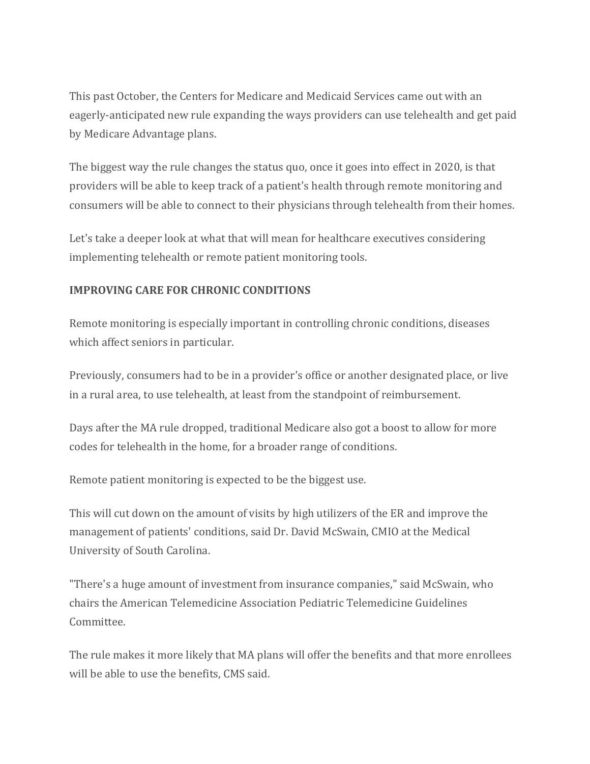This past October, the Centers for Medicare and Medicaid Services came out with an eagerly-anticipated new rule expanding the ways providers can use telehealth and get paid by Medicare Advantage plans.

The biggest way the rule changes the status quo, once it goes into effect in 2020, is that providers will be able to keep track of a patient's health through remote monitoring and consumers will be able to connect to their physicians through telehealth from their homes.

Let's take a deeper look at what that will mean for healthcare executives considering implementing telehealth or remote patient monitoring tools.

**IMPROVING CARE FOR CHRONIC CONDITIONS**

Remote monitoring is especially important in controlling chronic conditions, diseases which affect seniors in particular.

Previously, consumers had to be in a provider's office or another designated place, or live in a rural area, to use telehealth, at least from the standpoint of reimbursement.

Days after the MA rule dropped, traditional Medicare also got a boost to allow for more codes for telehealth in the home, for a broader range of conditions.

Remote patient monitoring is expected to be the biggest use.

This will cut down on the amount of visits by high utilizers of the ER and improve the management of patients' conditions, said Dr. David McSwain, CMIO at the Medical University of South Carolina.

"There's a huge amount of investment from insurance companies," said McSwain, who chairs the American Telemedicine Association Pediatric Telemedicine Guidelines Committee.

The rule makes it more likely that MA plans will offer the benefits and that more enrollees will be able to use the benefits, CMS said.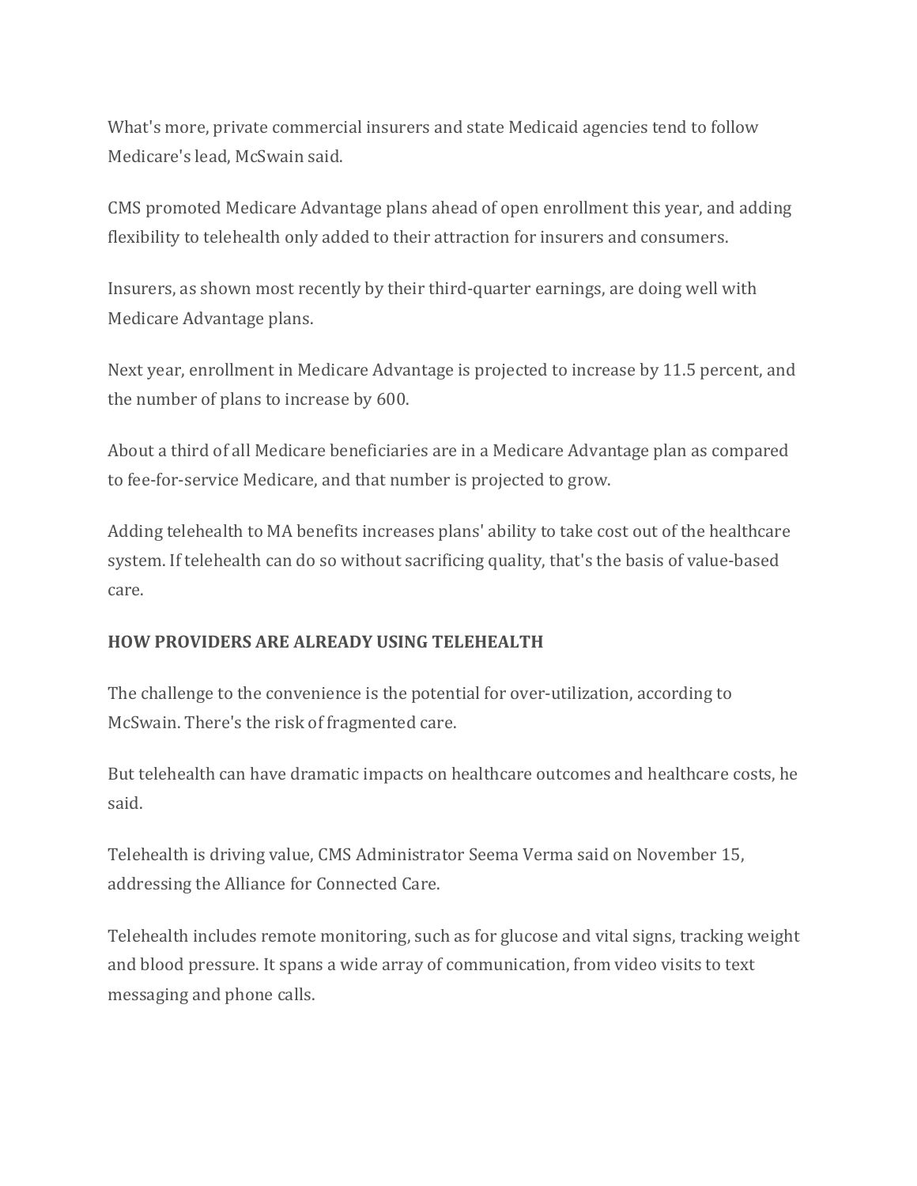What's more, private commercial insurers and state Medicaid agencies tend to follow Medicare's lead, McSwain said.

CMS promoted Medicare Advantage plans ahead of open enrollment this year, and adding flexibility to telehealth only added to their attraction for insurers and consumers.

Insurers, as shown most recently by their third-quarter earnings, are doing well with Medicare Advantage plans.

Next year, enrollment in Medicare Advantage is projected to increase by 11.5 percent, and the number of plans to increase by 600.

About a third of all Medicare beneficiaries are in a Medicare Advantage plan as compared to fee-for-service Medicare, and that number is projected to grow.

Adding telehealth to MA benefits increases plans' ability to take cost out of the healthcare system. If telehealth can do so without sacrificing quality, that's the basis of value-based care.

**HOW PROVIDERS ARE ALREADY USING TELEHEALTH**

The challenge to the convenience is the potential for over-utilization, according to McSwain. There's the risk of fragmented care.

But telehealth can have dramatic impacts on healthcare outcomes and healthcare costs, he said.

Telehealth is driving value, CMS Administrator Seema Verma said on November 15, addressing the Alliance for Connected Care.

Telehealth includes remote monitoring, such as for glucose and vital signs, tracking weight and blood pressure. It spans a wide array of communication, from video visits to text messaging and phone calls.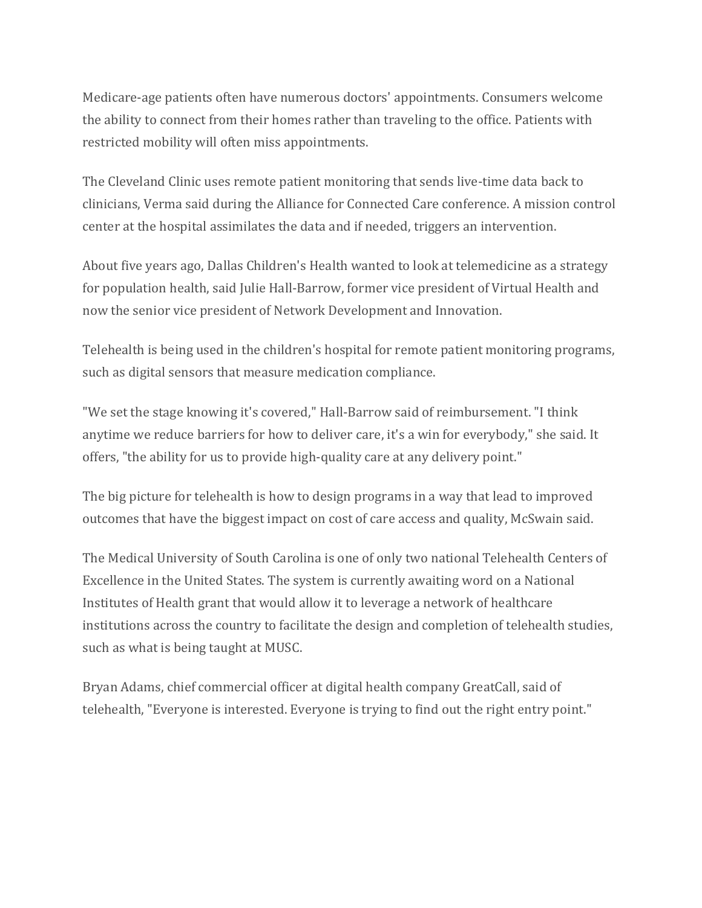Medicare-age patients often have numerous doctors' appointments. Consumers welcome the ability to connect from their homes rather than traveling to the office. Patients with restricted mobility will often miss appointments.

The Cleveland Clinic uses remote patient monitoring that sends live-time data back to clinicians, Verma said during the Alliance for Connected Care conference. A mission control center at the hospital assimilates the data and if needed, triggers an intervention.

About five years ago, Dallas Children's Health wanted to look at telemedicine as a strategy for population health, said Julie Hall-Barrow, former vice president of Virtual Health and now the senior vice president of Network Development and Innovation.

Telehealth is being used in the children's hospital for remote patient monitoring programs, such as digital sensors that measure medication compliance.

"We set the stage knowing it's covered," Hall-Barrow said of reimbursement. "I think anytime we reduce barriers for how to deliver care, it's a win for everybody," she said. It offers, "the ability for us to provide high-quality care at any delivery point."

The big picture for telehealth is how to design programs in a way that lead to improved outcomes that have the biggest impact on cost of care access and quality, McSwain said.

The Medical University of South Carolina is one of only two national Telehealth Centers of Excellence in the United States. The system is currently awaiting word on a National Institutes of Health grant that would allow it to leverage a network of healthcare institutions across the country to facilitate the design and completion of telehealth studies, such as what is being taught at MUSC.

Bryan Adams, chief commercial officer at digital health company GreatCall, said of telehealth, "Everyone is interested. Everyone is trying to find out the right entry point."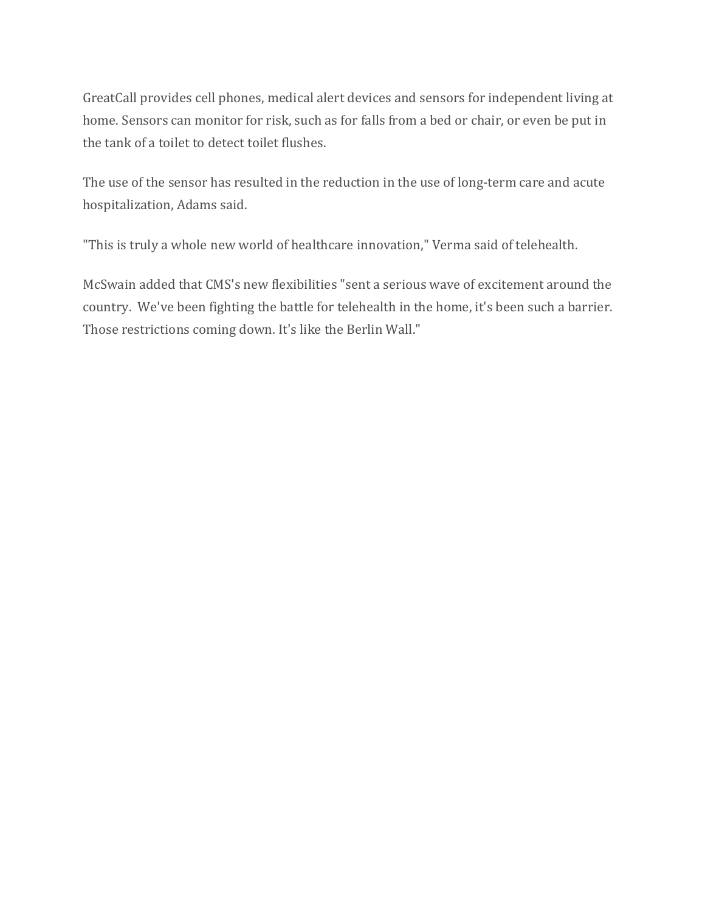GreatCall provides cell phones, medical alert devices and sensors for independent living at home. Sensors can monitor for risk, such as for falls from a bed or chair, or even be put in the tank of a toilet to detect toilet flushes.

The use of the sensor has resulted in the reduction in the use of long-term care and acute hospitalization, Adams said.

"This is truly a whole new world of healthcare innovation," Verma said of telehealth.

McSwain added that CMS's new flexibilities "sent a serious wave of excitement around the country. We've been fighting the battle for telehealth in the home, it's been such a barrier. Those restrictions coming down. It's like the Berlin Wall."